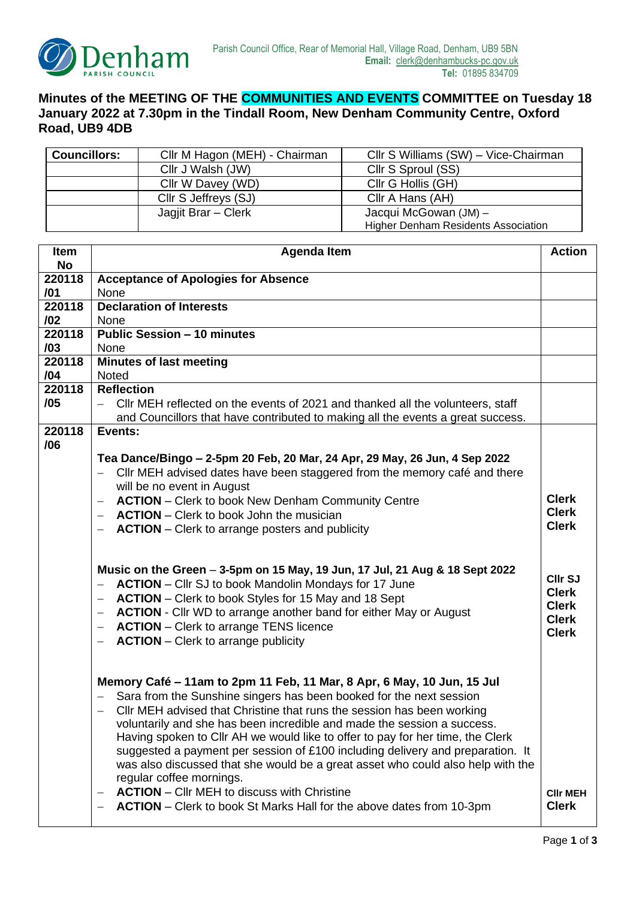Parish Council Office, Rear of Memorial Hall, Village Road, Denham, UB9 5BN
**Email:** clerk@denhambucks-pc.gov.uk
**Tel:** 01895 834709

# Minutes of the MEETING OF THE COMMUNITIES AND EVENTS COMMITTEE on Tuesday 18 January 2022 at 7.30pm in the Tindall Room, New Denham Community Centre, Oxford Road, UB9 4DB

| **Councillors:** | Cllr M Hagon (MEH) - Chairman | Cllr S Williams (SW) – Vice-Chairman |
|---|---|---|
| | Cllr J Walsh (JW) | Cllr S Sproul (SS) |
| | Cllr W Davey (WD) | Cllr G Hollis (GH) |
| | Cllr S Jeffreys (SJ) | Cllr A Hans (AH) |
| | Jagjit Brar – Clerk | Jacqui McGowan (JM) – Higher Denham Residents Association |

| Item No | Agenda Item | Action |
|---|---|---|
| 220118 /01 | **Acceptance of Apologies for Absence**<br>None | |
| 220118 /02 | **Declaration of Interests**<br>None | |
| 220118 /03 | **Public Session – 10 minutes**<br>None | |
| 220118 /04 | **Minutes of last meeting**<br>Noted | |
| 220118 /05 | **Reflection**<br>– Cllr MEH reflected on the events of 2021 and thanked all the volunteers, staff and Councillors that have contributed to making all the events a great success. | |
| 220118 /06 | **Events:**<br><br>**Tea Dance/Bingo – 2-5pm 20 Feb, 20 Mar, 24 Apr, 29 May, 26 Jun, 4 Sep 2022**<br>– Cllr MEH advised dates have been staggered from the memory café and there will be no event in August<br>– **ACTION** – Clerk to book New Denham Community Centre<br>– **ACTION** – Clerk to book John the musician<br>– **ACTION** – Clerk to arrange posters and publicity<br><br>**Music on the Green** – **3-5pm on 15 May, 19 Jun, 17 Jul, 21 Aug & 18 Sept 2022**<br>– **ACTION** – Cllr SJ to book Mandolin Mondays for 17 June<br>– **ACTION** – Clerk to book Styles for 15 May and 18 Sept<br>– **ACTION** - Cllr WD to arrange another band for either May or August<br>– **ACTION** – Clerk to arrange TENS licence<br>– **ACTION** – Clerk to arrange publicity<br><br>**Memory Café – 11am to 2pm 11 Feb, 11 Mar, 8 Apr, 6 May, 10 Jun, 15 Jul**<br>– Sara from the Sunshine singers has been booked for the next session<br>– Cllr MEH advised that Christine that runs the session has been working voluntarily and she has been incredible and made the session a success. Having spoken to Cllr AH we would like to offer to pay for her time, the Clerk suggested a payment per session of £100 including delivery and preparation. It was also discussed that she would be a great asset who could also help with the regular coffee mornings.<br>– **ACTION** – Cllr MEH to discuss with Christine<br>– **ACTION** – Clerk to book St Marks Hall for the above dates from 10-3pm | <br><br><br><br><br>**Clerk**<br>**Clerk**<br>**Clerk**<br><br><br>**Cllr SJ**<br>**Clerk**<br>**Clerk**<br>**Clerk**<br>**Clerk**<br><br><br><br><br><br><br><br><br>**Cllr MEH**<br>**Clerk** |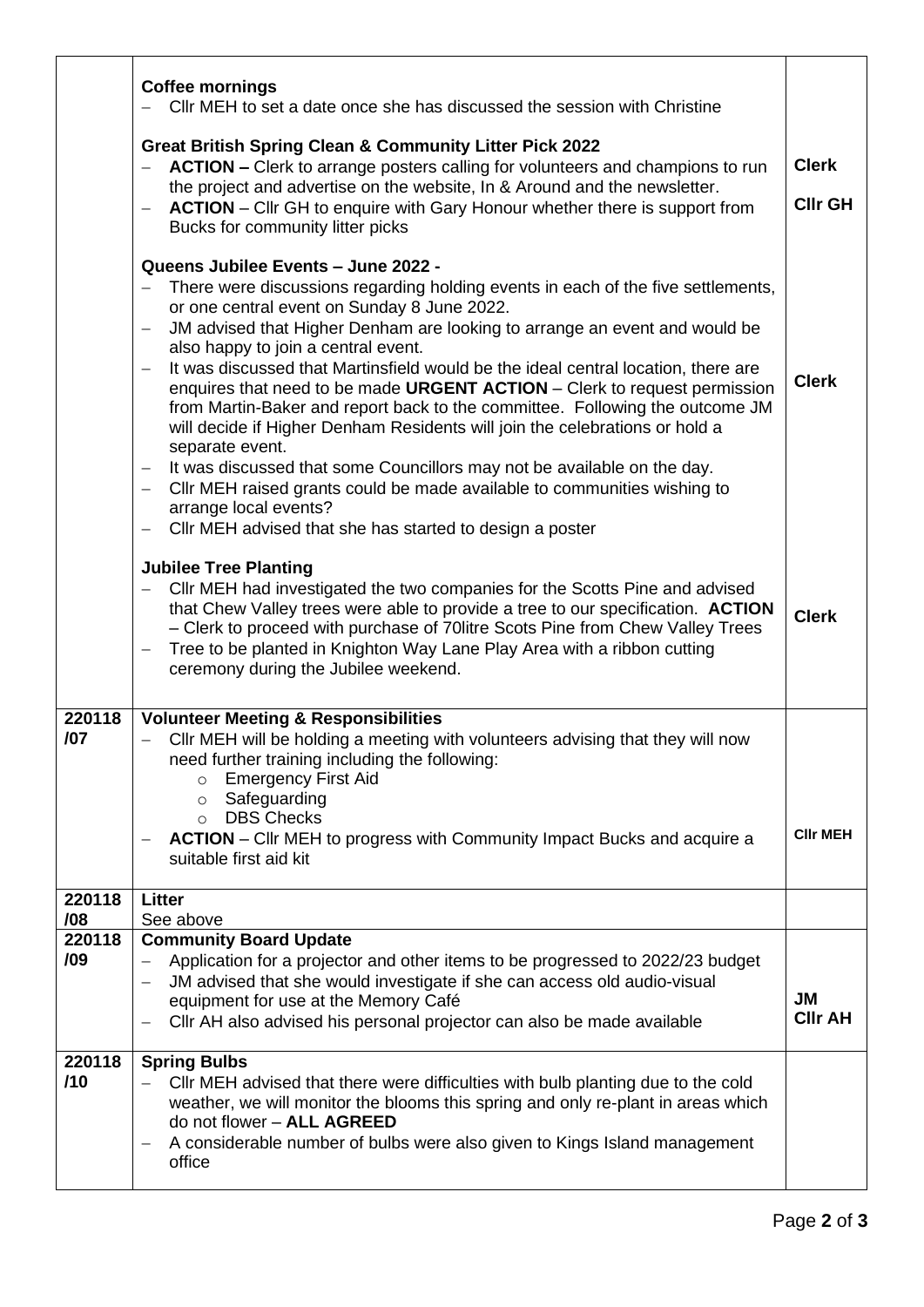| | | |
|---|---|---|
| | **Coffee mornings**<br>– Cllr MEH to set a date once she has discussed the session with Christine<br><br>**Great British Spring Clean & Community Litter Pick 2022**<br>– **ACTION –** Clerk to arrange posters calling for volunteers and champions to run the project and advertise on the website, In & Around and the newsletter.<br>– **ACTION** – Cllr GH to enquire with Gary Honour whether there is support from Bucks for community litter picks<br><br>**Queens Jubilee Events – June 2022 -**<br>– There were discussions regarding holding events in each of the five settlements, or one central event on Sunday 8 June 2022.<br>– JM advised that Higher Denham are looking to arrange an event and would be also happy to join a central event.<br>– It was discussed that Martinsfield would be the ideal central location, there are enquires that need to be made **URGENT ACTION** – Clerk to request permission from Martin-Baker and report back to the committee. Following the outcome JM will decide if Higher Denham Residents will join the celebrations or hold a separate event.<br>– It was discussed that some Councillors may not be available on the day.<br>– Cllr MEH raised grants could be made available to communities wishing to arrange local events?<br>– Cllr MEH advised that she has started to design a poster<br><br>**Jubilee Tree Planting**<br>– Cllr MEH had investigated the two companies for the Scotts Pine and advised that Chew Valley trees were able to provide a tree to our specification. **ACTION** – Clerk to proceed with purchase of 70litre Scots Pine from Chew Valley Trees<br>– Tree to be planted in Knighton Way Lane Play Area with a ribbon cutting ceremony during the Jubilee weekend. | **Clerk**<br><br>**Cllr GH**<br><br>**Clerk**<br><br>**Clerk** |
| **220118 /07** | **Volunteer Meeting & Responsibilities**<br>– Cllr MEH will be holding a meeting with volunteers advising that they will now need further training including the following:<br>○ Emergency First Aid<br>○ Safeguarding<br>○ DBS Checks<br>– **ACTION** – Cllr MEH to progress with Community Impact Bucks and acquire a suitable first aid kit | **Cllr MEH** |
| **220118 /08** | **Litter**<br>See above | |
| **220118 /09** | **Community Board Update**<br>– Application for a projector and other items to be progressed to 2022/23 budget<br>– JM advised that she would investigate if she can access old audio-visual equipment for use at the Memory Café<br>– Cllr AH also advised his personal projector can also be made available | **JM**<br>**Cllr AH** |
| **220118 /10** | **Spring Bulbs**<br>– Cllr MEH advised that there were difficulties with bulb planting due to the cold weather, we will monitor the blooms this spring and only re-plant in areas which do not flower – **ALL AGREED**<br>– A considerable number of bulbs were also given to Kings Island management office | |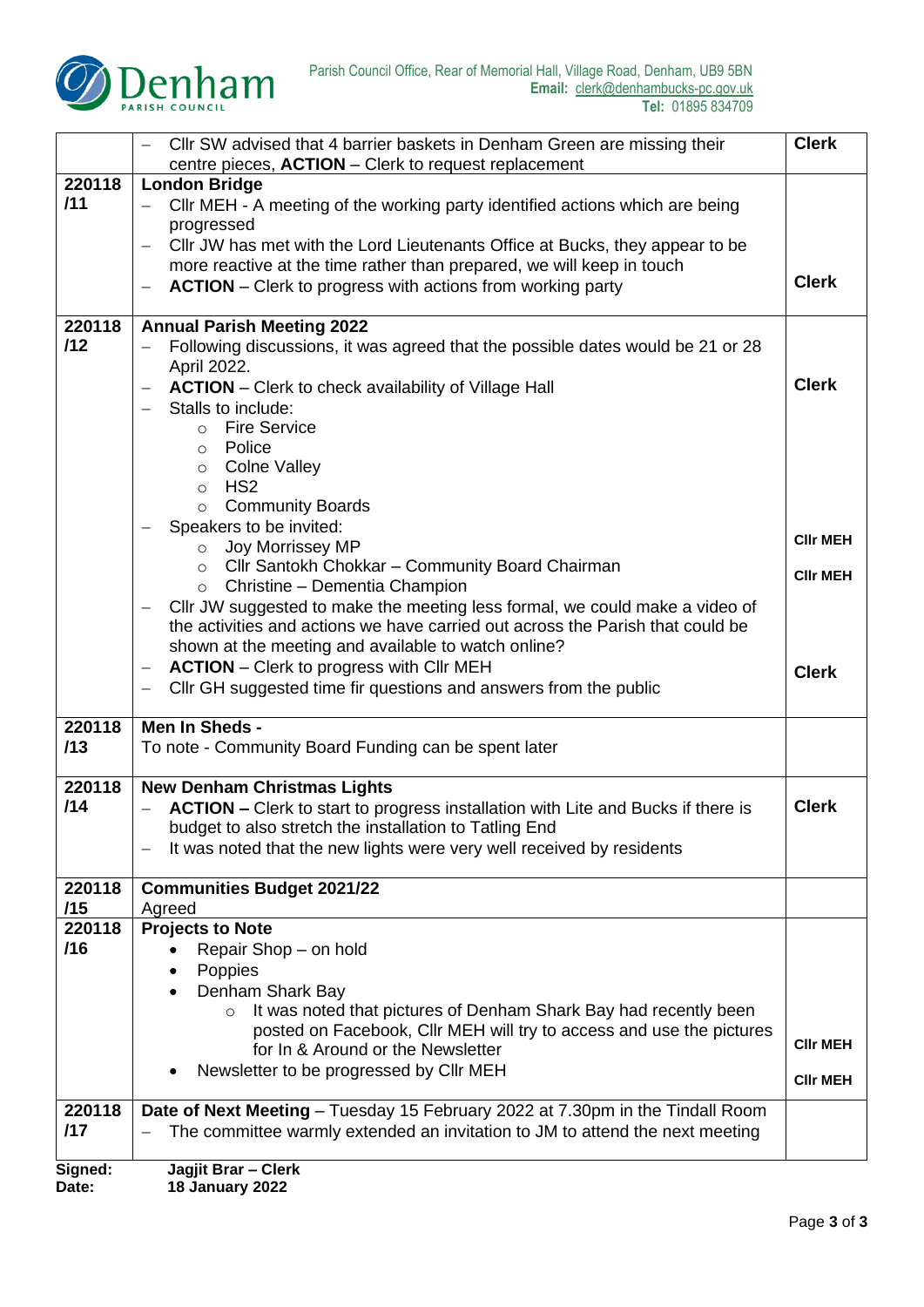| | | |
|---|---|---|
| | – Cllr SW advised that 4 barrier baskets in Denham Green are missing their centre pieces, **ACTION** – Clerk to request replacement | **Clerk** |
| **220118 /11** | **London Bridge**<br>– Cllr MEH - A meeting of the working party identified actions which are being progressed<br>– Cllr JW has met with the Lord Lieutenants Office at Bucks, they appear to be more reactive at the time rather than prepared, we will keep in touch<br>– **ACTION** – Clerk to progress with actions from working party | **Clerk** |
| **220118 /12** | **Annual Parish Meeting 2022**<br>– Following discussions, it was agreed that the possible dates would be 21 or 28 April 2022.<br>– **ACTION** – Clerk to check availability of Village Hall<br>– Stalls to include:<br>○ Fire Service<br>○ Police<br>○ Colne Valley<br>○ HS2<br>○ Community Boards<br>– Speakers to be invited:<br>○ Joy Morrissey MP<br>○ Cllr Santokh Chokkar – Community Board Chairman<br>○ Christine – Dementia Champion<br>– Cllr JW suggested to make the meeting less formal, we could make a video of the activities and actions we have carried out across the Parish that could be shown at the meeting and available to watch online?<br>– **ACTION** – Clerk to progress with Cllr MEH<br>– Cllr GH suggested time fir questions and answers from the public | **Clerk**<br><br>**Cllr MEH**<br>**Cllr MEH**<br><br>**Clerk** |
| **220118 /13** | **Men In Sheds -**<br>To note - Community Board Funding can be spent later | |
| **220118 /14** | **New Denham Christmas Lights**<br>– **ACTION –** Clerk to start to progress installation with Lite and Bucks if there is budget to also stretch the installation to Tatling End<br>– It was noted that the new lights were very well received by residents | **Clerk** |
| **220118 /15** | **Communities Budget 2021/22**<br>Agreed | |
| **220118 /16** | **Projects to Note**<br>• Repair Shop – on hold<br>• Poppies<br>• Denham Shark Bay<br>○ It was noted that pictures of Denham Shark Bay had recently been posted on Facebook, Cllr MEH will try to access and use the pictures for In & Around or the Newsletter<br>• Newsletter to be progressed by Cllr MEH | **Cllr MEH**<br><br>**Cllr MEH** |
| **220118 /17** | **Date of Next Meeting** – Tuesday 15 February 2022 at 7.30pm in the Tindall Room<br>– The committee warmly extended an invitation to JM to attend the next meeting | |

**Signed:** **Jagjit Brar – Clerk**
**Date:** **18 January 2022**